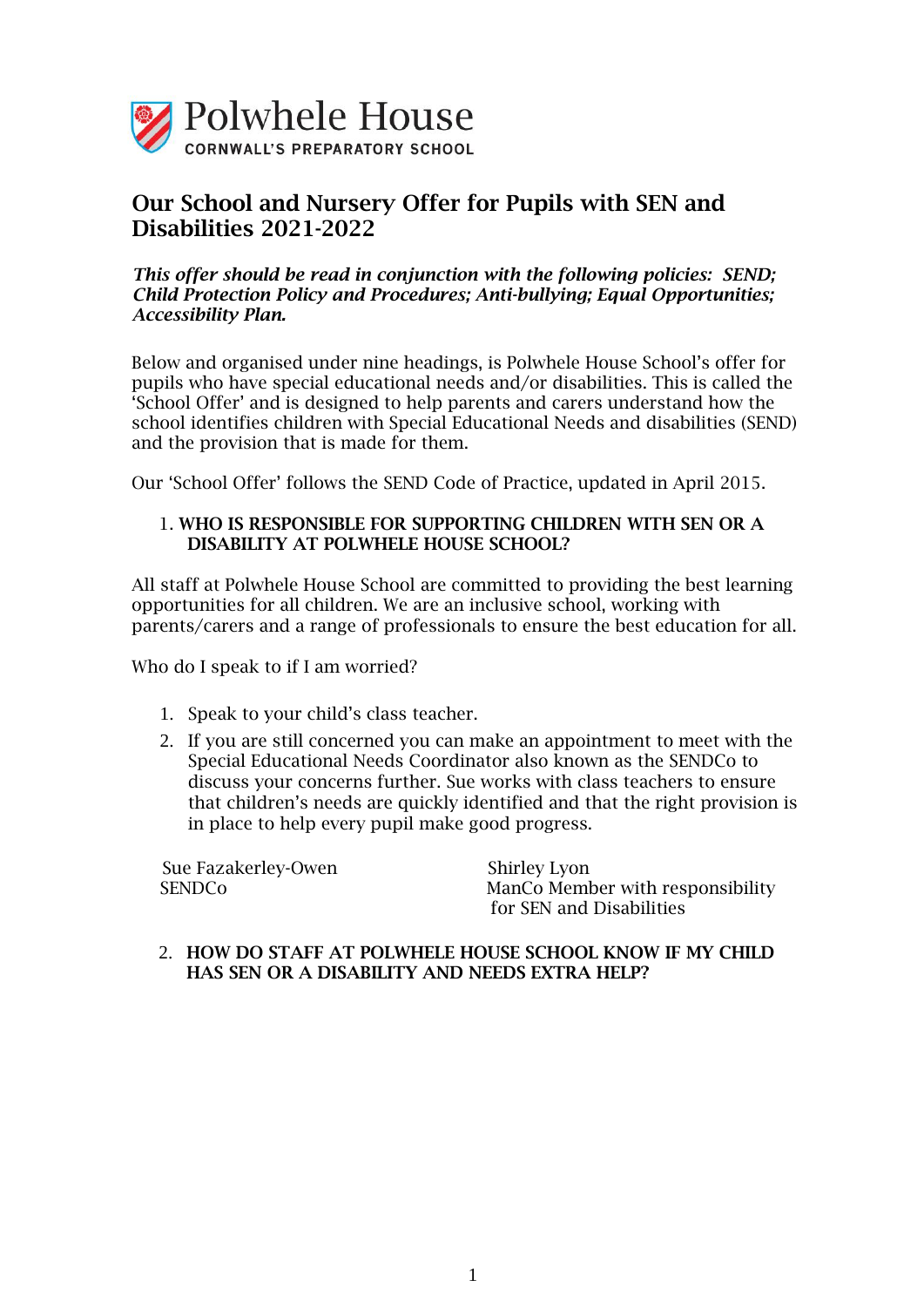Polwhele House

CORNWALL'S PREPARATORY SCHOOL

## Our School and Nursery Offer for Pupils with SEN and Disabilities 2021-2022

***This offer should be read in conjunction with the following policies: SEND; Child Protection Policy and Procedures; Anti-bullying; Equal Opportunities; Accessibility Plan.***

Below and organised under nine headings, is Polwhele House School's offer for pupils who have special educational needs and/or disabilities. This is called the 'School Offer' and is designed to help parents and carers understand how the school identifies children with Special Educational Needs and disabilities (SEND) and the provision that is made for them.

Our 'School Offer' follows the SEND Code of Practice, updated in April 2015.

### 1. WHO IS RESPONSIBLE FOR SUPPORTING CHILDREN WITH SEN OR A DISABILITY AT POLWHELE HOUSE SCHOOL?

All staff at Polwhele House School are committed to providing the best learning opportunities for all children. We are an inclusive school, working with parents/carers and a range of professionals to ensure the best education for all.

Who do I speak to if I am worried?

1. Speak to your child's class teacher.
2. If you are still concerned you can make an appointment to meet with the Special Educational Needs Coordinator also known as the SENDCo to discuss your concerns further. Sue works with class teachers to ensure that children's needs are quickly identified and that the right provision is in place to help every pupil make good progress.

Sue Fazakerley-Owen
SENDCo

Shirley Lyon
ManCo Member with responsibility for SEN and Disabilities

### 2. HOW DO STAFF AT POLWHELE HOUSE SCHOOL KNOW IF MY CHILD HAS SEN OR A DISABILITY AND NEEDS EXTRA HELP?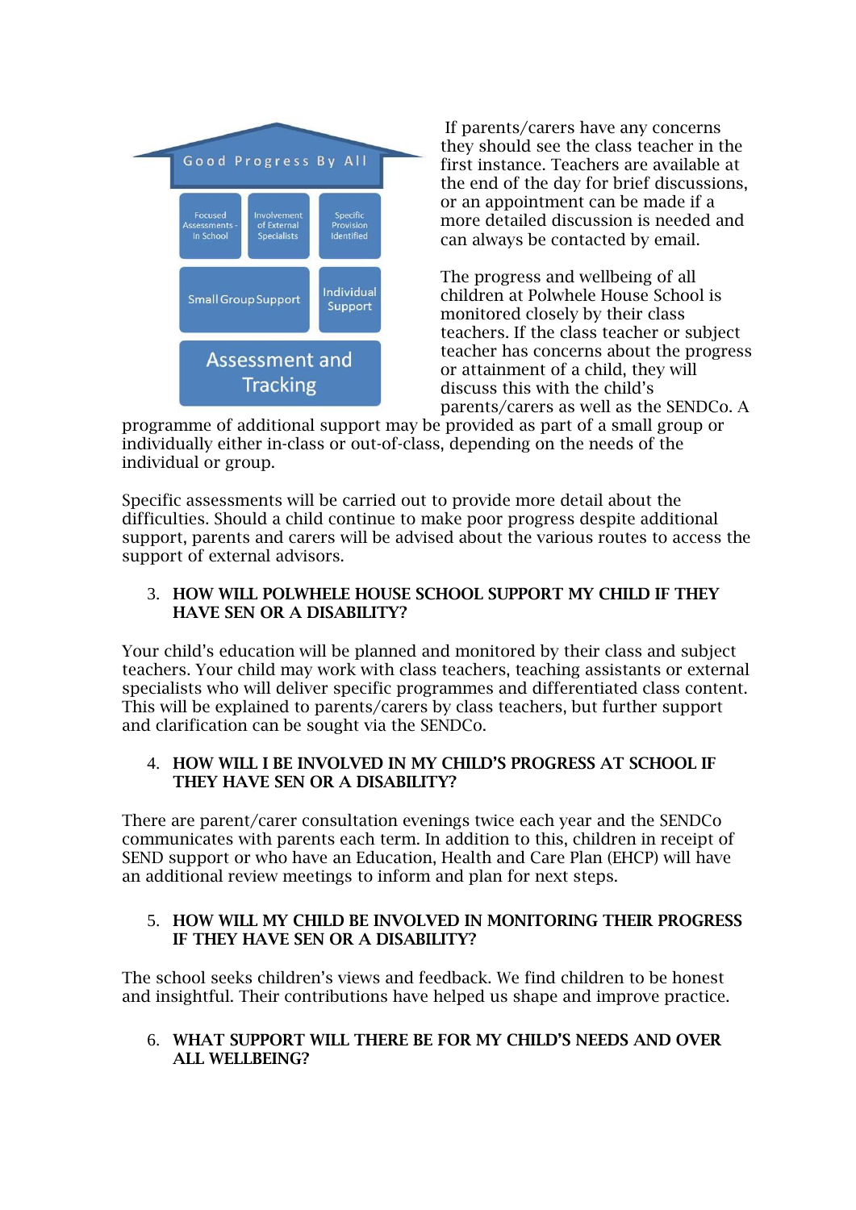Good Progress By All

- Focused Assessments - In School
- Involvement of External Specialists
- Specific Provision Identified
- Small Group Support
- Individual Support
- Assessment and Tracking

If parents/carers have any concerns they should see the class teacher in the first instance. Teachers are available at the end of the day for brief discussions, or an appointment can be made if a more detailed discussion is needed and can always be contacted by email.

The progress and wellbeing of all children at Polwhele House School is monitored closely by their class teachers. If the class teacher or subject teacher has concerns about the progress or attainment of a child, they will discuss this with the child's parents/carers as well as the SENDCo. A programme of additional support may be provided as part of a small group or individually either in-class or out-of-class, depending on the needs of the individual or group.

Specific assessments will be carried out to provide more detail about the difficulties. Should a child continue to make poor progress despite additional support, parents and carers will be advised about the various routes to access the support of external advisors.

3. **HOW WILL POLWHELE HOUSE SCHOOL SUPPORT MY CHILD IF THEY HAVE SEN OR A DISABILITY?**

Your child's education will be planned and monitored by their class and subject teachers. Your child may work with class teachers, teaching assistants or external specialists who will deliver specific programmes and differentiated class content. This will be explained to parents/carers by class teachers, but further support and clarification can be sought via the SENDCo.

4. **HOW WILL I BE INVOLVED IN MY CHILD'S PROGRESS AT SCHOOL IF THEY HAVE SEN OR A DISABILITY?**

There are parent/carer consultation evenings twice each year and the SENDCo communicates with parents each term. In addition to this, children in receipt of SEND support or who have an Education, Health and Care Plan (EHCP) will have an additional review meetings to inform and plan for next steps.

5. **HOW WILL MY CHILD BE INVOLVED IN MONITORING THEIR PROGRESS IF THEY HAVE SEN OR A DISABILITY?**

The school seeks children's views and feedback. We find children to be honest and insightful. Their contributions have helped us shape and improve practice.

6. **WHAT SUPPORT WILL THERE BE FOR MY CHILD'S NEEDS AND OVER ALL WELLBEING?**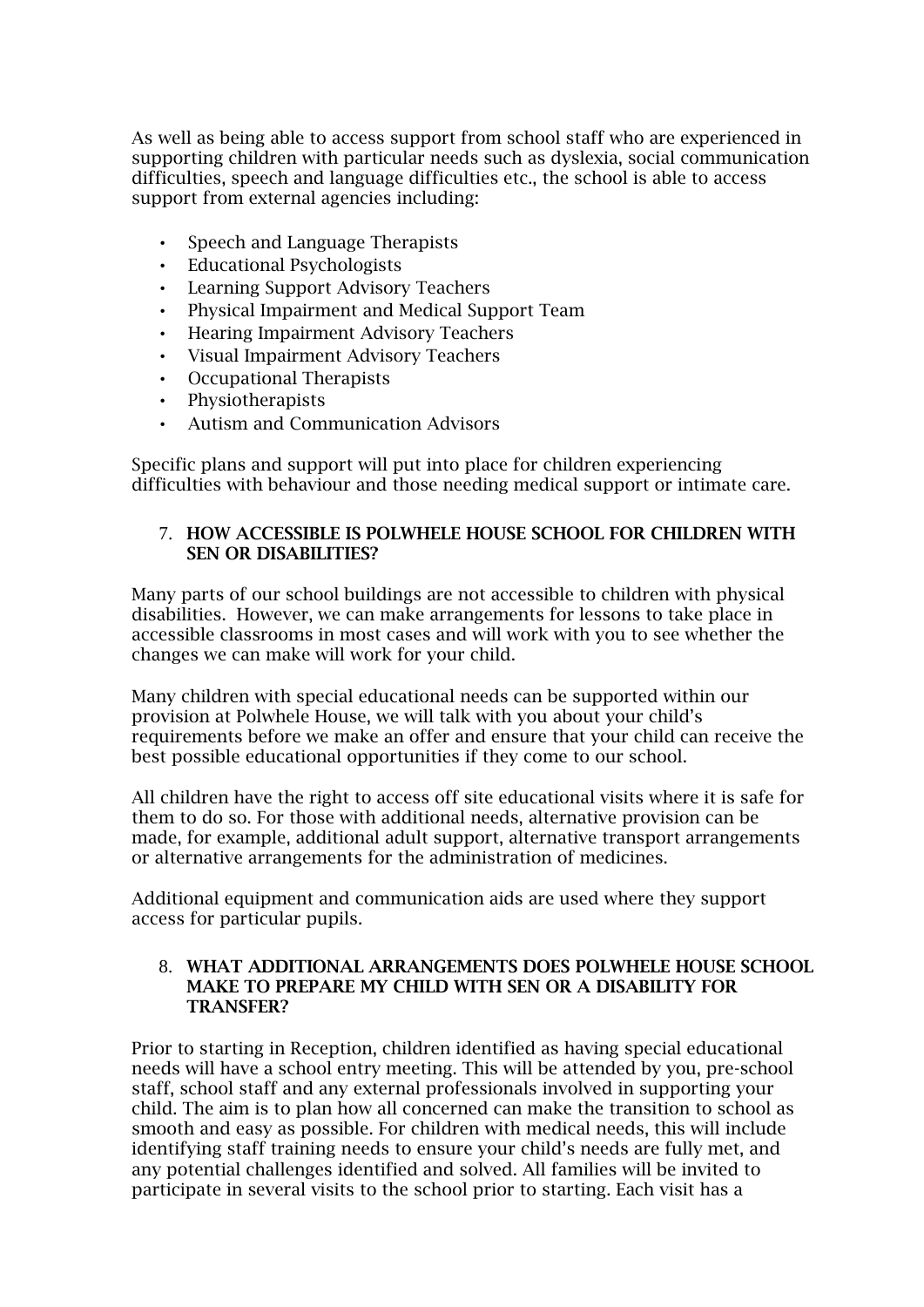As well as being able to access support from school staff who are experienced in supporting children with particular needs such as dyslexia, social communication difficulties, speech and language difficulties etc., the school is able to access support from external agencies including:

- Speech and Language Therapists
- Educational Psychologists
- Learning Support Advisory Teachers
- Physical Impairment and Medical Support Team
- Hearing Impairment Advisory Teachers
- Visual Impairment Advisory Teachers
- Occupational Therapists
- Physiotherapists
- Autism and Communication Advisors

Specific plans and support will put into place for children experiencing difficulties with behaviour and those needing medical support or intimate care.

## 7. HOW ACCESSIBLE IS POLWHELE HOUSE SCHOOL FOR CHILDREN WITH SEN OR DISABILITIES?

Many parts of our school buildings are not accessible to children with physical disabilities. However, we can make arrangements for lessons to take place in accessible classrooms in most cases and will work with you to see whether the changes we can make will work for your child.

Many children with special educational needs can be supported within our provision at Polwhele House, we will talk with you about your child's requirements before we make an offer and ensure that your child can receive the best possible educational opportunities if they come to our school.

All children have the right to access off site educational visits where it is safe for them to do so. For those with additional needs, alternative provision can be made, for example, additional adult support, alternative transport arrangements or alternative arrangements for the administration of medicines.

Additional equipment and communication aids are used where they support access for particular pupils.

## 8. WHAT ADDITIONAL ARRANGEMENTS DOES POLWHELE HOUSE SCHOOL MAKE TO PREPARE MY CHILD WITH SEN OR A DISABILITY FOR TRANSFER?

Prior to starting in Reception, children identified as having special educational needs will have a school entry meeting. This will be attended by you, pre-school staff, school staff and any external professionals involved in supporting your child. The aim is to plan how all concerned can make the transition to school as smooth and easy as possible. For children with medical needs, this will include identifying staff training needs to ensure your child's needs are fully met, and any potential challenges identified and solved. All families will be invited to participate in several visits to the school prior to starting. Each visit has a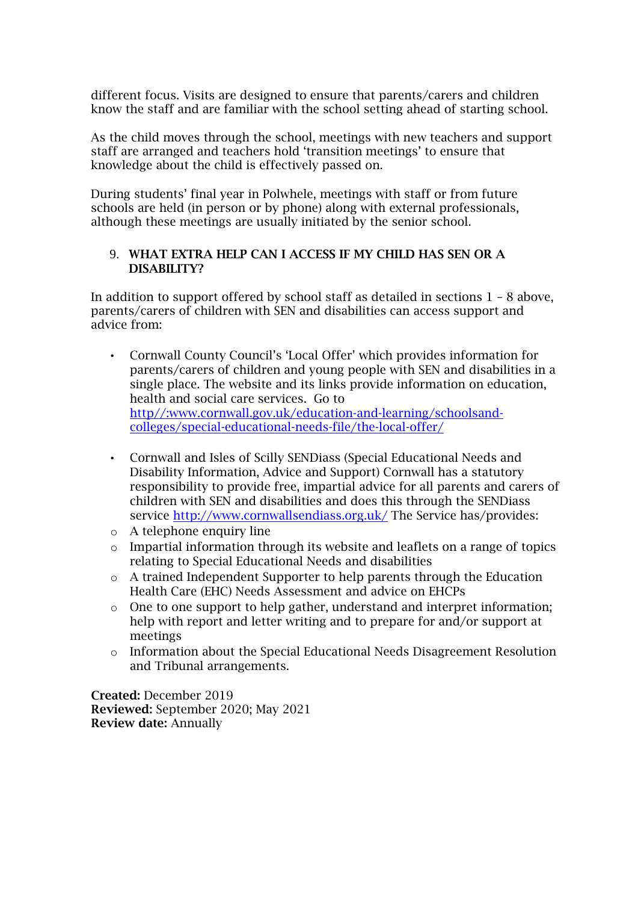different focus. Visits are designed to ensure that parents/carers and children know the staff and are familiar with the school setting ahead of starting school.

As the child moves through the school, meetings with new teachers and support staff are arranged and teachers hold 'transition meetings' to ensure that knowledge about the child is effectively passed on.

During students' final year in Polwhele, meetings with staff or from future schools are held (in person or by phone) along with external professionals, although these meetings are usually initiated by the senior school.

9. **WHAT EXTRA HELP CAN I ACCESS IF MY CHILD HAS SEN OR A DISABILITY?**

In addition to support offered by school staff as detailed in sections 1 – 8 above, parents/carers of children with SEN and disabilities can access support and advice from:

- Cornwall County Council's 'Local Offer' which provides information for parents/carers of children and young people with SEN and disabilities in a single place. The website and its links provide information on education, health and social care services. Go to [http//:www.cornwall.gov.uk/education-and-learning/schoolsand-colleges/special-educational-needs-file/the-local-offer/](http//:www.cornwall.gov.uk/education-and-learning/schoolsand-colleges/special-educational-needs-file/the-local-offer/)

- Cornwall and Isles of Scilly SENDiass (Special Educational Needs and Disability Information, Advice and Support) Cornwall has a statutory responsibility to provide free, impartial advice for all parents and carers of children with SEN and disabilities and does this through the SENDiass service [http://www.cornwallsendiass.org.uk/](http://www.cornwallsendiass.org.uk/) The Service has/provides:
  - A telephone enquiry line
  - Impartial information through its website and leaflets on a range of topics relating to Special Educational Needs and disabilities
  - A trained Independent Supporter to help parents through the Education Health Care (EHC) Needs Assessment and advice on EHCPs
  - One to one support to help gather, understand and interpret information; help with report and letter writing and to prepare for and/or support at meetings
  - Information about the Special Educational Needs Disagreement Resolution and Tribunal arrangements.

**Created:** December 2019
**Reviewed:** September 2020; May 2021
**Review date:** Annually